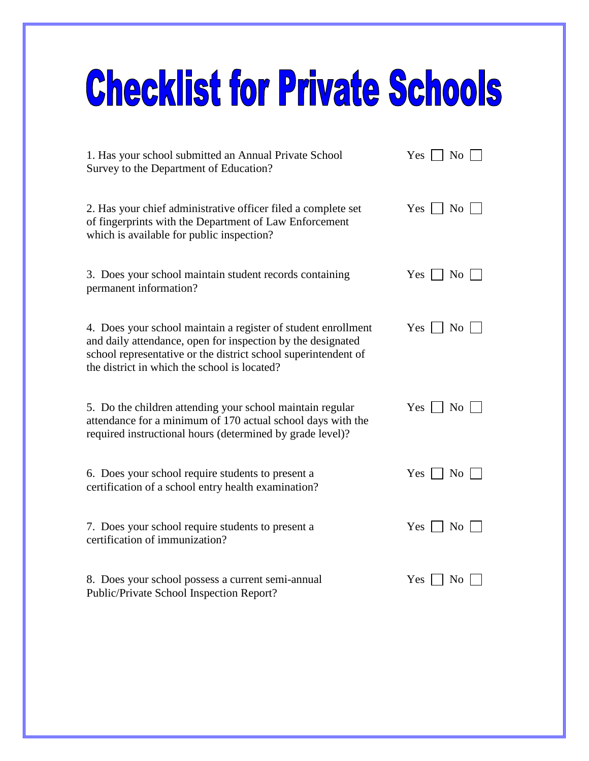# Checklist for Private Schools

1. Has your school submitted an Annual Private School Survey to the Department of Education? Yes ☐ No ☐

2. Has your chief administrative officer filed a complete set of fingerprints with the Department of Law Enforcement which is available for public inspection? Yes ☐ No ☐

3. Does your school maintain student records containing permanent information? Yes ☐ No ☐

4. Does your school maintain a register of student enrollment and daily attendance, open for inspection by the designated school representative or the district school superintendent of the district in which the school is located? Yes ☐ No ☐

5. Do the children attending your school maintain regular attendance for a minimum of 170 actual school days with the required instructional hours (determined by grade level)? Yes ☐ No ☐

6. Does your school require students to present a certification of a school entry health examination? Yes ☐ No ☐

7. Does your school require students to present a certification of immunization? Yes ☐ No ☐

8. Does your school possess a current semi-annual Public/Private School Inspection Report? Yes ☐ No ☐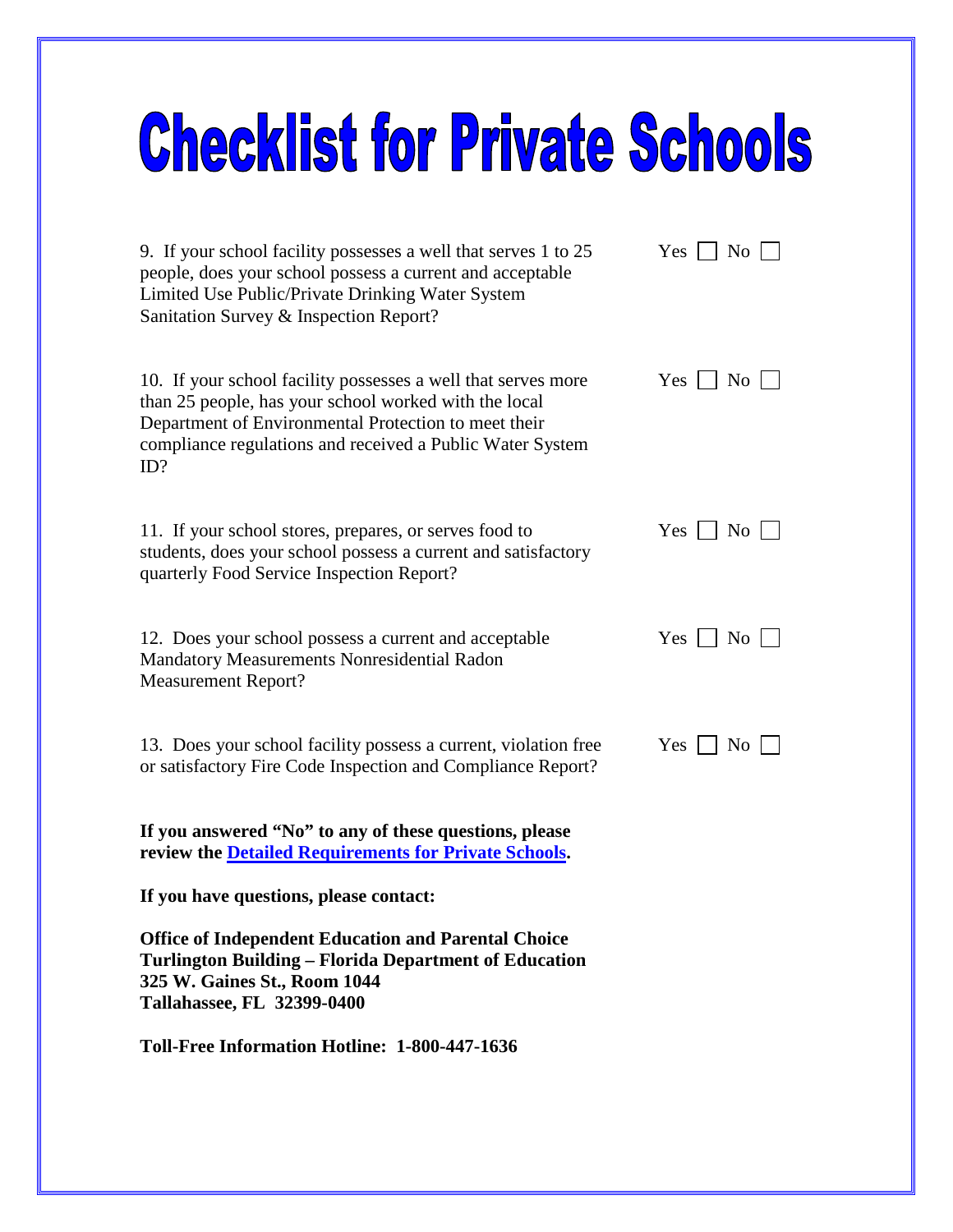# Checklist for Private Schools

9. If your school facility possesses a well that serves 1 to 25 people, does your school possess a current and acceptable Limited Use Public/Private Drinking Water System Sanitation Survey & Inspection Report? Yes ☐ No ☐

10. If your school facility possesses a well that serves more than 25 people, has your school worked with the local Department of Environmental Protection to meet their compliance regulations and received a Public Water System ID? Yes ☐ No ☐

11. If your school stores, prepares, or serves food to students, does your school possess a current and satisfactory quarterly Food Service Inspection Report? Yes ☐ No ☐

12. Does your school possess a current and acceptable Mandatory Measurements Nonresidential Radon Measurement Report? Yes ☐ No ☐

13. Does your school facility possess a current, violation free or satisfactory Fire Code Inspection and Compliance Report? Yes ☐ No ☐

**If you answered "No" to any of these questions, please review the Detailed Requirements for Private Schools.**

**If you have questions, please contact:**

**Office of Independent Education and Parental Choice**
**Turlington Building – Florida Department of Education**
**325 W. Gaines St., Room 1044**
**Tallahassee, FL 32399-0400**

**Toll-Free Information Hotline: 1-800-447-1636**